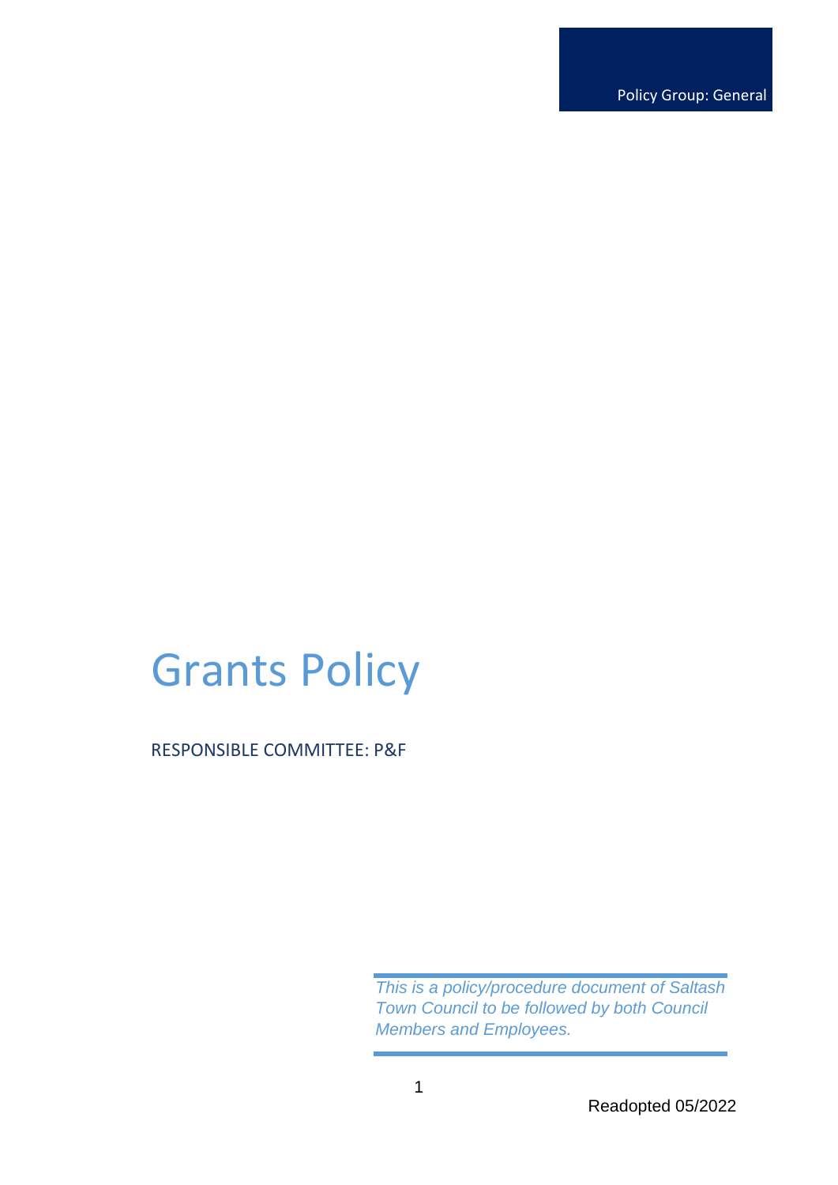Policy Group: General

# Grants Policy

RESPONSIBLE COMMITTEE: P&F

*This is a policy/procedure document of Saltash Town Council to be followed by both Council Members and Employees.*

Readopted 05/2022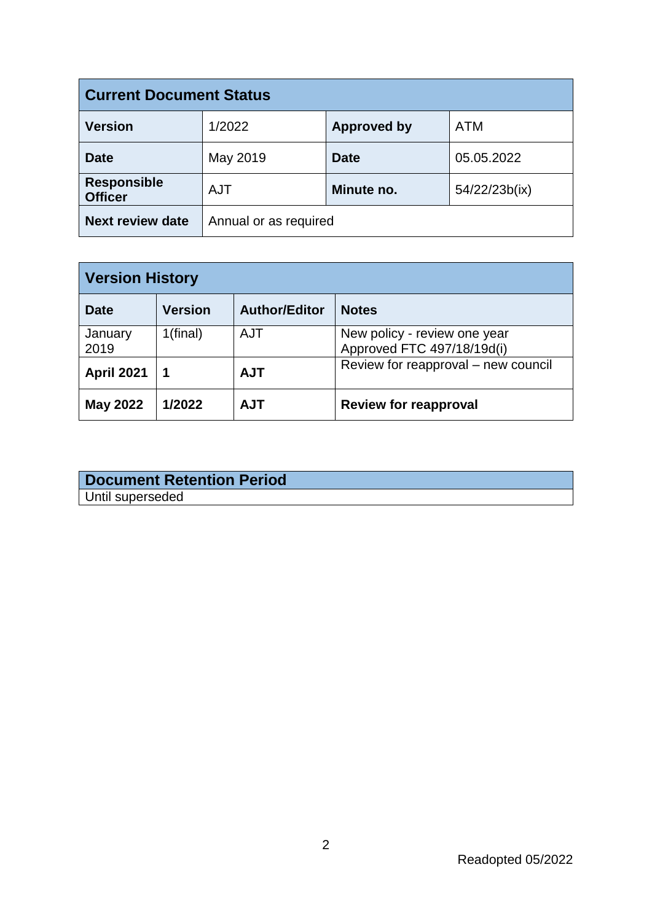| Current Document Status | | | |
|---|---|---|---|
| **Version** | 1/2022 | **Approved by** | ATM |
| **Date** | May 2019 | **Date** | 05.05.2022 |
| **Responsible Officer** | AJT | **Minute no.** | 54/22/23b(ix) |
| **Next review date** | Annual or as required | | |

| Version History | | | |
|---|---|---|---|
| **Date** | **Version** | **Author/Editor** | **Notes** |
| January 2019 | 1(final) | AJT | New policy - review one year Approved FTC 497/18/19d(i) |
| **April 2021** | **1** | **AJT** | Review for reapproval – new council |
| **May 2022** | **1/2022** | **AJT** | **Review for reapproval** |

| Document Retention Period |
|---|
| Until superseded |

Readopted 05/2022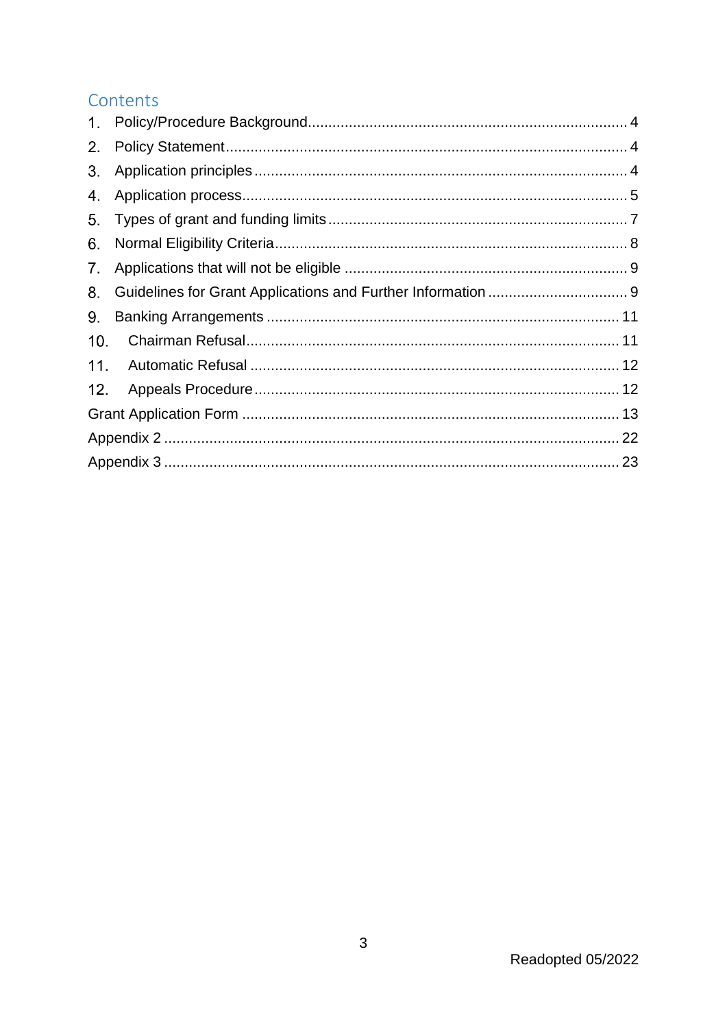## Contents

1. Policy/Procedure Background.......................................................................... 4
2. Policy Statement.............................................................................................. 4
3. Application principles ....................................................................................... 4
4. Application process.......................................................................................... 5
5. Types of grant and funding limits ..................................................................... 7
6. Normal Eligibility Criteria.................................................................................. 8
7. Applications that will not be eligible ................................................................. 9
8. Guidelines for Grant Applications and Further Information ............................... 9
9. Banking Arrangements .................................................................................. 11
10. Chairman Refusal........................................................................................ 11
11. Automatic Refusal ....................................................................................... 12
12. Appeals Procedure ...................................................................................... 12

Grant Application Form ........................................................................................ 13

Appendix 2 .......................................................................................................... 22

Appendix 3 .......................................................................................................... 23

Readopted 05/2022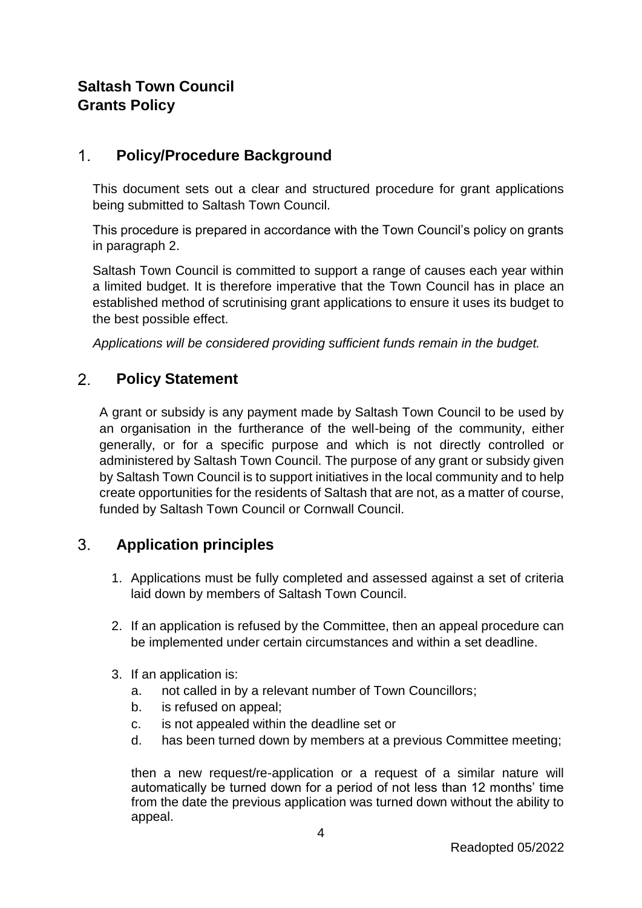# Saltash Town Council
# Grants Policy

## 1. Policy/Procedure Background

This document sets out a clear and structured procedure for grant applications being submitted to Saltash Town Council.

This procedure is prepared in accordance with the Town Council's policy on grants in paragraph 2.

Saltash Town Council is committed to support a range of causes each year within a limited budget. It is therefore imperative that the Town Council has in place an established method of scrutinising grant applications to ensure it uses its budget to the best possible effect.

*Applications will be considered providing sufficient funds remain in the budget.*

## 2. Policy Statement

A grant or subsidy is any payment made by Saltash Town Council to be used by an organisation in the furtherance of the well-being of the community, either generally, or for a specific purpose and which is not directly controlled or administered by Saltash Town Council. The purpose of any grant or subsidy given by Saltash Town Council is to support initiatives in the local community and to help create opportunities for the residents of Saltash that are not, as a matter of course, funded by Saltash Town Council or Cornwall Council.

## 3. Application principles

1. Applications must be fully completed and assessed against a set of criteria laid down by members of Saltash Town Council.

2. If an application is refused by the Committee, then an appeal procedure can be implemented under certain circumstances and within a set deadline.

3. If an application is:
   a. not called in by a relevant number of Town Councillors;
   b. is refused on appeal;
   c. is not appealed within the deadline set or
   d. has been turned down by members at a previous Committee meeting;

   then a new request/re-application or a request of a similar nature will automatically be turned down for a period of not less than 12 months' time from the date the previous application was turned down without the ability to appeal.

Readopted 05/2022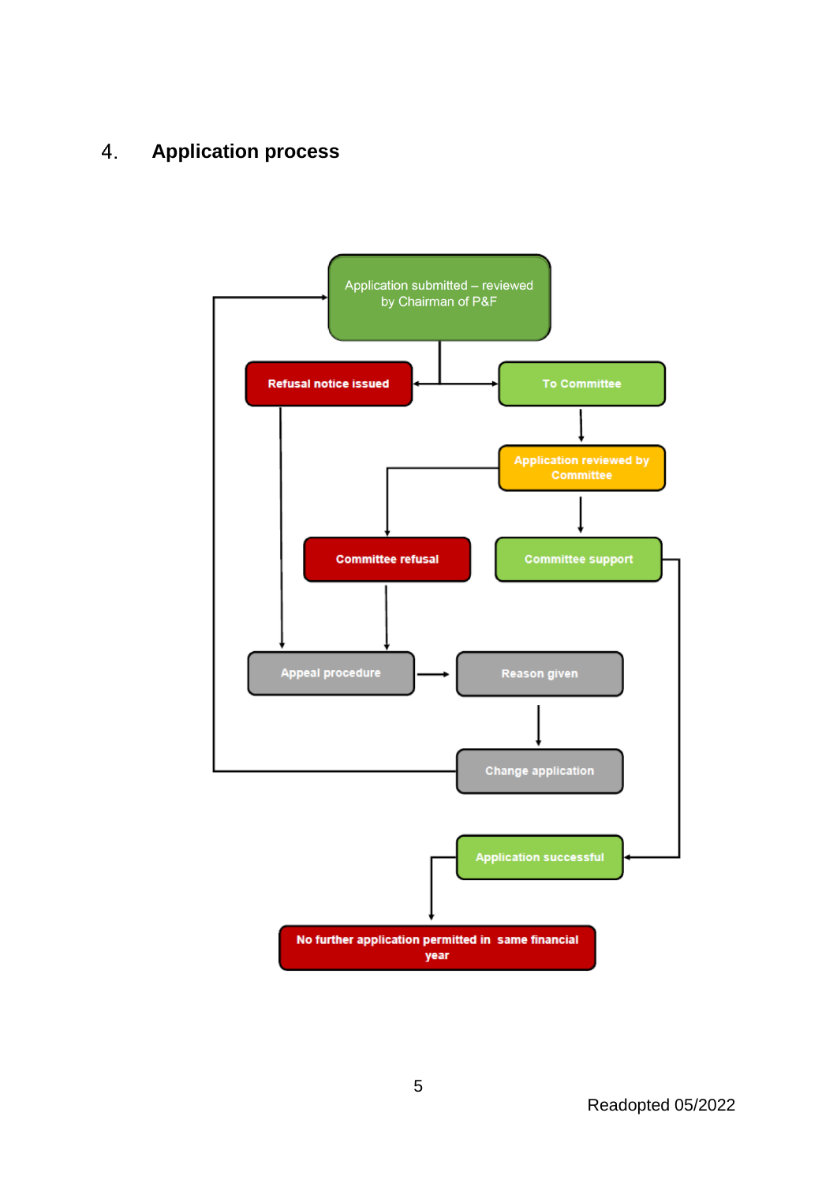## 4. Application process

Application submitted – reviewed by Chairman of P&F

Refusal notice issued

To Committee

Application reviewed by Committee

Committee refusal

Committee support

Appeal procedure

Reason given

Change application

Application successful

No further application permitted in same financial year

Readopted 05/2022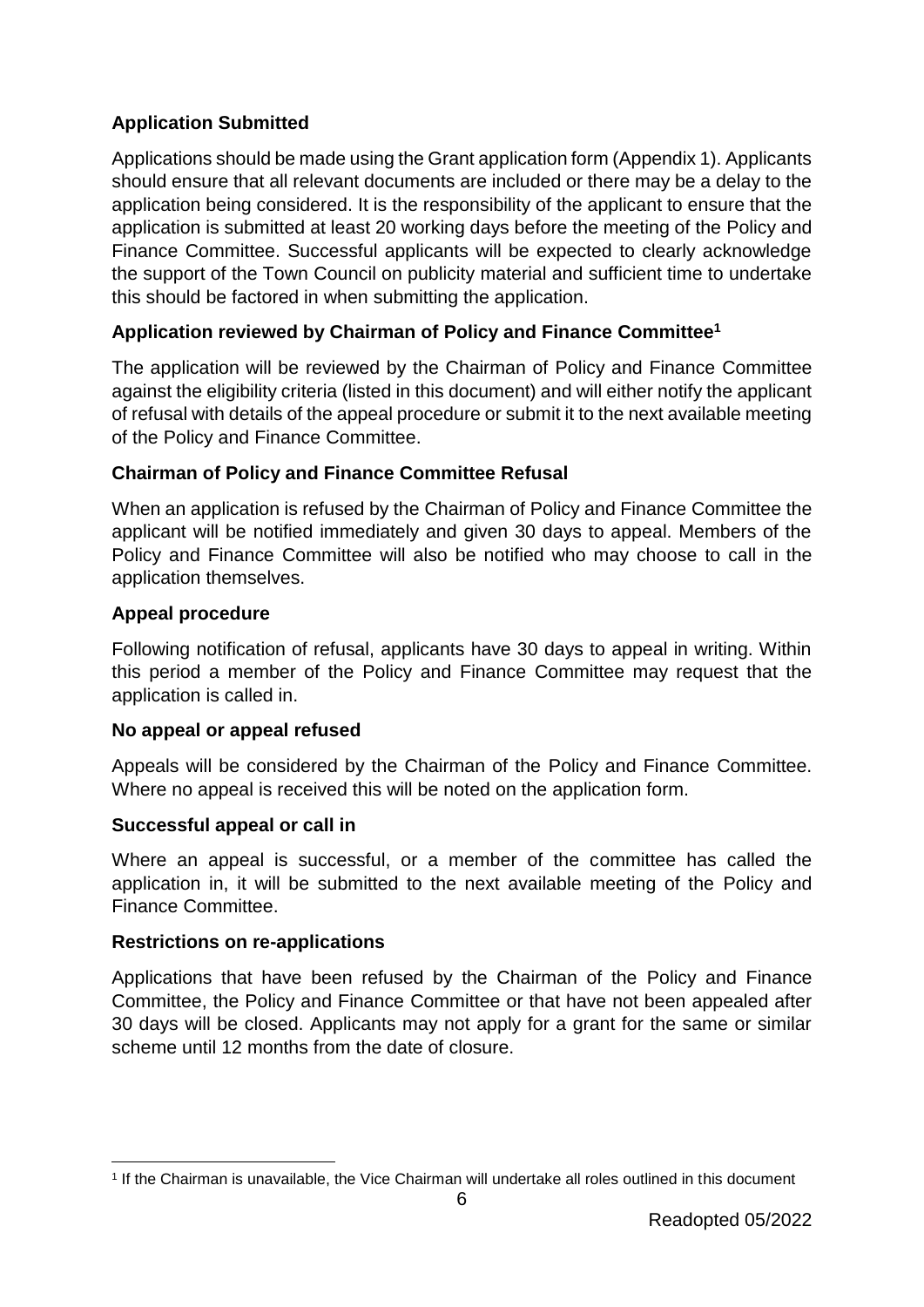**Application Submitted**

Applications should be made using the Grant application form (Appendix 1). Applicants should ensure that all relevant documents are included or there may be a delay to the application being considered. It is the responsibility of the applicant to ensure that the application is submitted at least 20 working days before the meeting of the Policy and Finance Committee. Successful applicants will be expected to clearly acknowledge the support of the Town Council on publicity material and sufficient time to undertake this should be factored in when submitting the application.

**Application reviewed by Chairman of Policy and Finance Committee[1]**

The application will be reviewed by the Chairman of Policy and Finance Committee against the eligibility criteria (listed in this document) and will either notify the applicant of refusal with details of the appeal procedure or submit it to the next available meeting of the Policy and Finance Committee.

**Chairman of Policy and Finance Committee Refusal**

When an application is refused by the Chairman of Policy and Finance Committee the applicant will be notified immediately and given 30 days to appeal. Members of the Policy and Finance Committee will also be notified who may choose to call in the application themselves.

**Appeal procedure**

Following notification of refusal, applicants have 30 days to appeal in writing. Within this period a member of the Policy and Finance Committee may request that the application is called in.

**No appeal or appeal refused**

Appeals will be considered by the Chairman of the Policy and Finance Committee. Where no appeal is received this will be noted on the application form.

**Successful appeal or call in**

Where an appeal is successful, or a member of the committee has called the application in, it will be submitted to the next available meeting of the Policy and Finance Committee.

**Restrictions on re-applications**

Applications that have been refused by the Chairman of the Policy and Finance Committee, the Policy and Finance Committee or that have not been appealed after 30 days will be closed. Applicants may not apply for a grant for the same or similar scheme until 12 months from the date of closure.

---

[1] If the Chairman is unavailable, the Vice Chairman will undertake all roles outlined in this document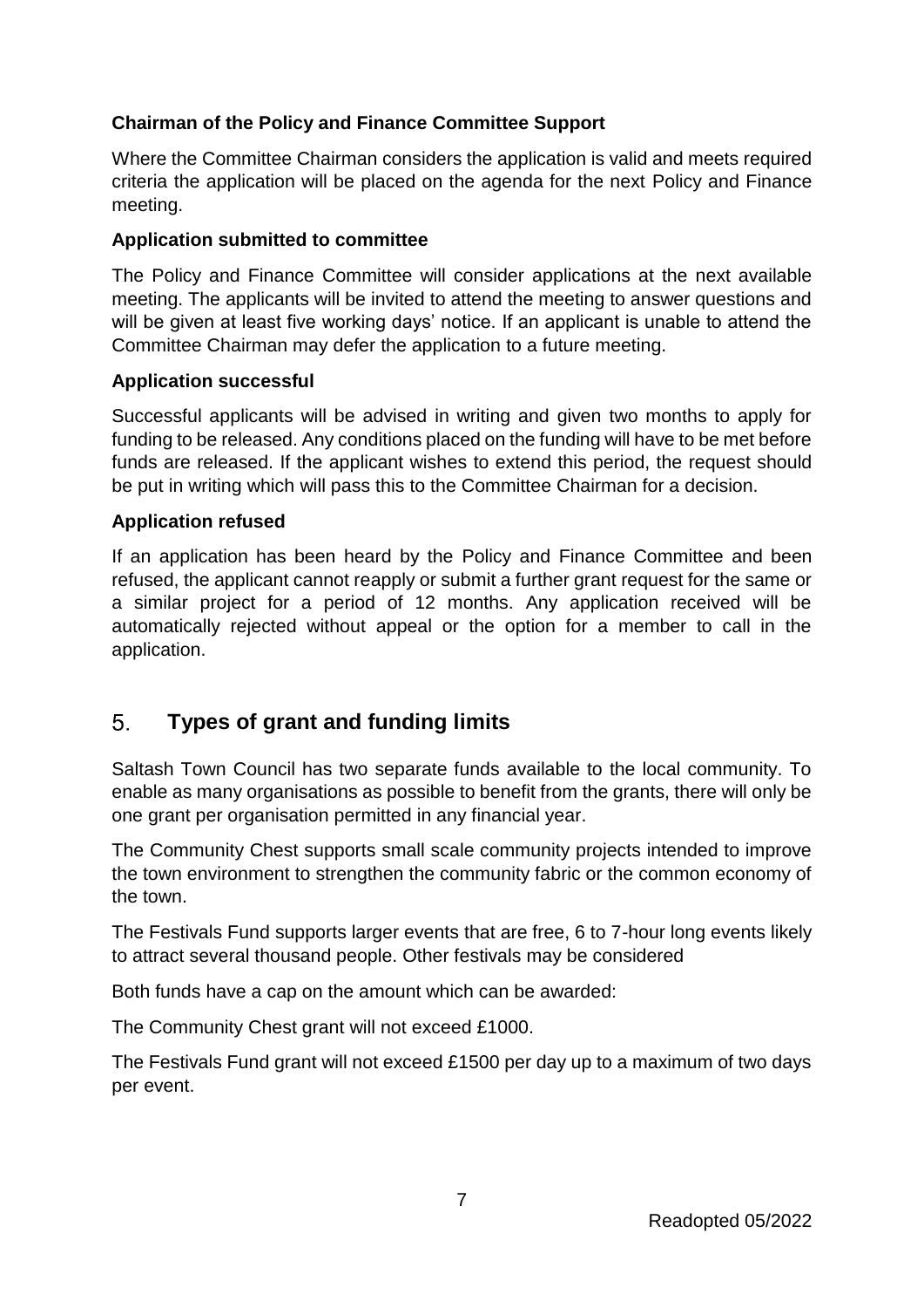**Chairman of the Policy and Finance Committee Support**

Where the Committee Chairman considers the application is valid and meets required criteria the application will be placed on the agenda for the next Policy and Finance meeting.

**Application submitted to committee**

The Policy and Finance Committee will consider applications at the next available meeting. The applicants will be invited to attend the meeting to answer questions and will be given at least five working days' notice. If an applicant is unable to attend the Committee Chairman may defer the application to a future meeting.

**Application successful**

Successful applicants will be advised in writing and given two months to apply for funding to be released. Any conditions placed on the funding will have to be met before funds are released. If the applicant wishes to extend this period, the request should be put in writing which will pass this to the Committee Chairman for a decision.

**Application refused**

If an application has been heard by the Policy and Finance Committee and been refused, the applicant cannot reapply or submit a further grant request for the same or a similar project for a period of 12 months. Any application received will be automatically rejected without appeal or the option for a member to call in the application.

## 5. Types of grant and funding limits

Saltash Town Council has two separate funds available to the local community. To enable as many organisations as possible to benefit from the grants, there will only be one grant per organisation permitted in any financial year.

The Community Chest supports small scale community projects intended to improve the town environment to strengthen the community fabric or the common economy of the town.

The Festivals Fund supports larger events that are free, 6 to 7-hour long events likely to attract several thousand people. Other festivals may be considered

Both funds have a cap on the amount which can be awarded:

The Community Chest grant will not exceed £1000.

The Festivals Fund grant will not exceed £1500 per day up to a maximum of two days per event.

Readopted 05/2022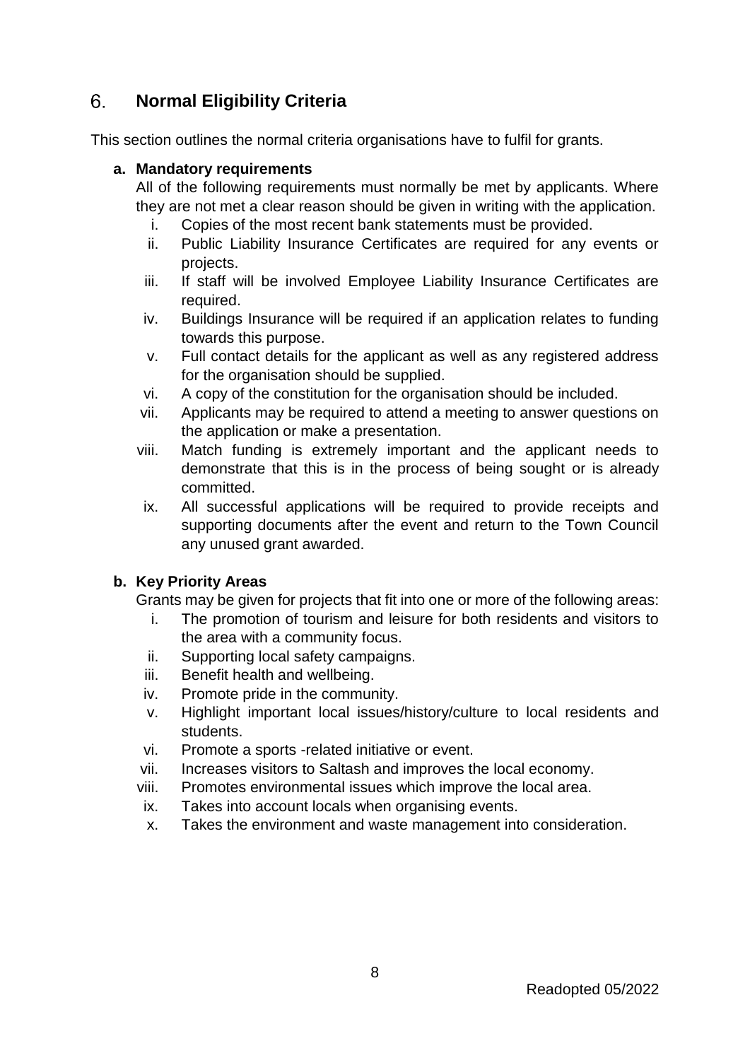## 6. Normal Eligibility Criteria

This section outlines the normal criteria organisations have to fulfil for grants.

### a. Mandatory requirements

All of the following requirements must normally be met by applicants. Where they are not met a clear reason should be given in writing with the application.

i. Copies of the most recent bank statements must be provided.
ii. Public Liability Insurance Certificates are required for any events or projects.
iii. If staff will be involved Employee Liability Insurance Certificates are required.
iv. Buildings Insurance will be required if an application relates to funding towards this purpose.
v. Full contact details for the applicant as well as any registered address for the organisation should be supplied.
vi. A copy of the constitution for the organisation should be included.
vii. Applicants may be required to attend a meeting to answer questions on the application or make a presentation.
viii. Match funding is extremely important and the applicant needs to demonstrate that this is in the process of being sought or is already committed.
ix. All successful applications will be required to provide receipts and supporting documents after the event and return to the Town Council any unused grant awarded.

### b. Key Priority Areas

Grants may be given for projects that fit into one or more of the following areas:

i. The promotion of tourism and leisure for both residents and visitors to the area with a community focus.
ii. Supporting local safety campaigns.
iii. Benefit health and wellbeing.
iv. Promote pride in the community.
v. Highlight important local issues/history/culture to local residents and students.
vi. Promote a sports -related initiative or event.
vii. Increases visitors to Saltash and improves the local economy.
viii. Promotes environmental issues which improve the local area.
ix. Takes into account locals when organising events.
x. Takes the environment and waste management into consideration.

Readopted 05/2022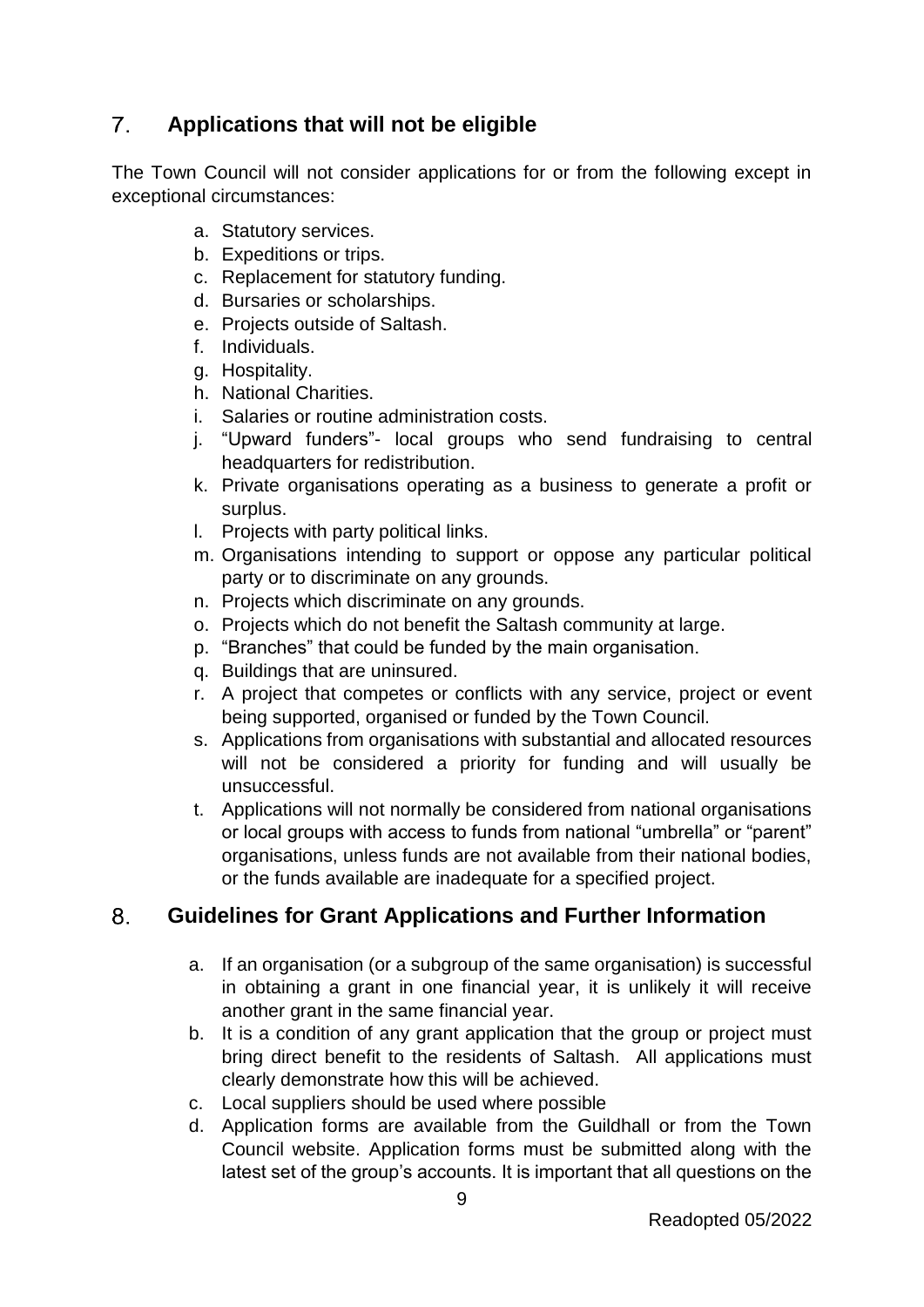## 7. Applications that will not be eligible

The Town Council will not consider applications for or from the following except in exceptional circumstances:

a. Statutory services.
b. Expeditions or trips.
c. Replacement for statutory funding.
d. Bursaries or scholarships.
e. Projects outside of Saltash.
f. Individuals.
g. Hospitality.
h. National Charities.
i. Salaries or routine administration costs.
j. "Upward funders"- local groups who send fundraising to central headquarters for redistribution.
k. Private organisations operating as a business to generate a profit or surplus.
l. Projects with party political links.
m. Organisations intending to support or oppose any particular political party or to discriminate on any grounds.
n. Projects which discriminate on any grounds.
o. Projects which do not benefit the Saltash community at large.
p. "Branches" that could be funded by the main organisation.
q. Buildings that are uninsured.
r. A project that competes or conflicts with any service, project or event being supported, organised or funded by the Town Council.
s. Applications from organisations with substantial and allocated resources will not be considered a priority for funding and will usually be unsuccessful.
t. Applications will not normally be considered from national organisations or local groups with access to funds from national "umbrella" or "parent" organisations, unless funds are not available from their national bodies, or the funds available are inadequate for a specified project.

## 8. Guidelines for Grant Applications and Further Information

a. If an organisation (or a subgroup of the same organisation) is successful in obtaining a grant in one financial year, it is unlikely it will receive another grant in the same financial year.
b. It is a condition of any grant application that the group or project must bring direct benefit to the residents of Saltash. All applications must clearly demonstrate how this will be achieved.
c. Local suppliers should be used where possible
d. Application forms are available from the Guildhall or from the Town Council website. Application forms must be submitted along with the latest set of the group's accounts. It is important that all questions on the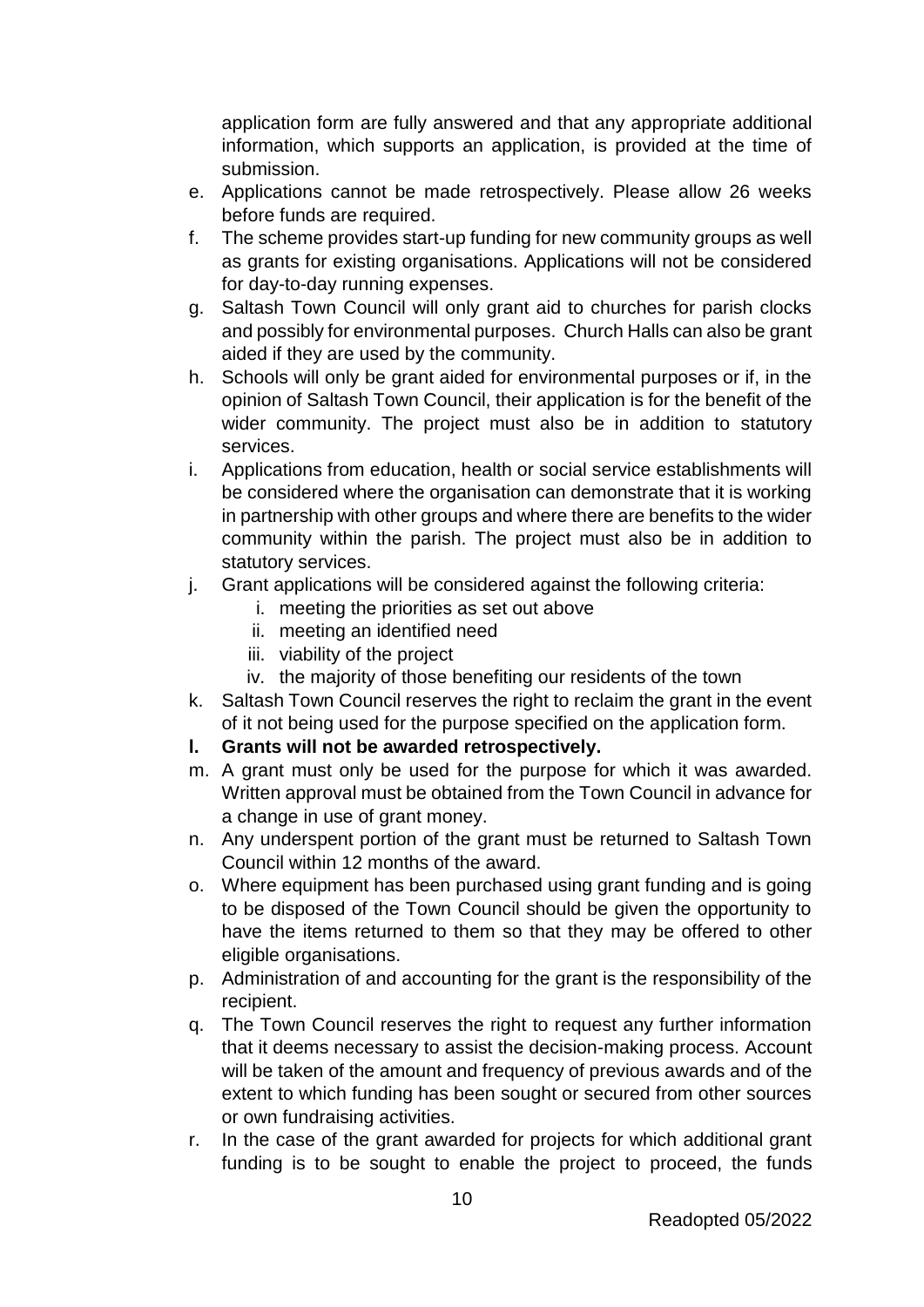application form are fully answered and that any appropriate additional information, which supports an application, is provided at the time of submission.

e. Applications cannot be made retrospectively. Please allow 26 weeks before funds are required.
f. The scheme provides start-up funding for new community groups as well as grants for existing organisations. Applications will not be considered for day-to-day running expenses.
g. Saltash Town Council will only grant aid to churches for parish clocks and possibly for environmental purposes. Church Halls can also be grant aided if they are used by the community.
h. Schools will only be grant aided for environmental purposes or if, in the opinion of Saltash Town Council, their application is for the benefit of the wider community. The project must also be in addition to statutory services.
i. Applications from education, health or social service establishments will be considered where the organisation can demonstrate that it is working in partnership with other groups and where there are benefits to the wider community within the parish. The project must also be in addition to statutory services.
j. Grant applications will be considered against the following criteria:
    i. meeting the priorities as set out above
    ii. meeting an identified need
    iii. viability of the project
    iv. the majority of those benefiting our residents of the town
k. Saltash Town Council reserves the right to reclaim the grant in the event of it not being used for the purpose specified on the application form.
l. **Grants will not be awarded retrospectively.**
m. A grant must only be used for the purpose for which it was awarded. Written approval must be obtained from the Town Council in advance for a change in use of grant money.
n. Any underspent portion of the grant must be returned to Saltash Town Council within 12 months of the award.
o. Where equipment has been purchased using grant funding and is going to be disposed of the Town Council should be given the opportunity to have the items returned to them so that they may be offered to other eligible organisations.
p. Administration of and accounting for the grant is the responsibility of the recipient.
q. The Town Council reserves the right to request any further information that it deems necessary to assist the decision-making process. Account will be taken of the amount and frequency of previous awards and of the extent to which funding has been sought or secured from other sources or own fundraising activities.
r. In the case of the grant awarded for projects for which additional grant funding is to be sought to enable the project to proceed, the funds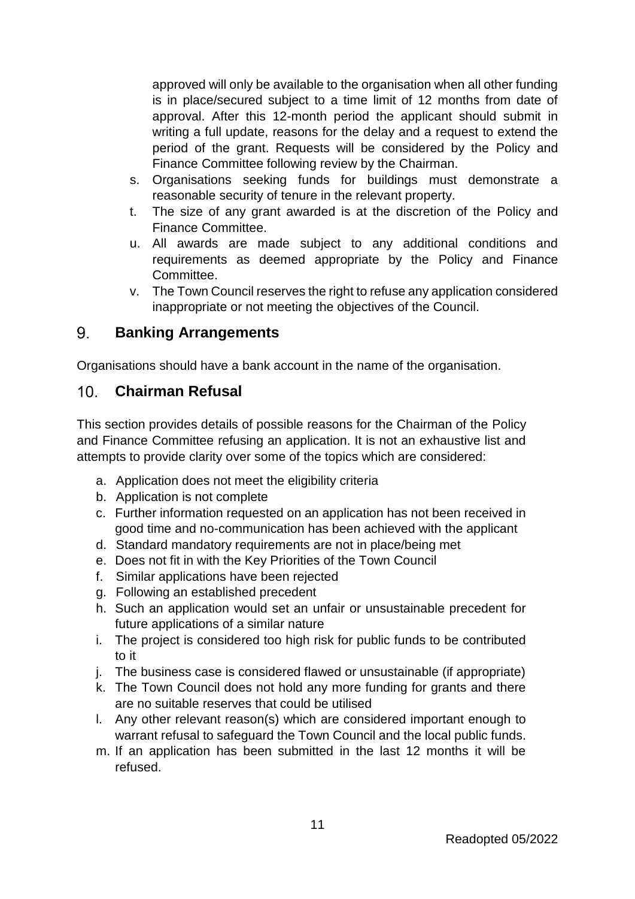approved will only be available to the organisation when all other funding is in place/secured subject to a time limit of 12 months from date of approval. After this 12-month period the applicant should submit in writing a full update, reasons for the delay and a request to extend the period of the grant. Requests will be considered by the Policy and Finance Committee following review by the Chairman.

s. Organisations seeking funds for buildings must demonstrate a reasonable security of tenure in the relevant property.
t. The size of any grant awarded is at the discretion of the Policy and Finance Committee.
u. All awards are made subject to any additional conditions and requirements as deemed appropriate by the Policy and Finance Committee.
v. The Town Council reserves the right to refuse any application considered inappropriate or not meeting the objectives of the Council.

## 9. Banking Arrangements

Organisations should have a bank account in the name of the organisation.

## 10. Chairman Refusal

This section provides details of possible reasons for the Chairman of the Policy and Finance Committee refusing an application. It is not an exhaustive list and attempts to provide clarity over some of the topics which are considered:

a. Application does not meet the eligibility criteria
b. Application is not complete
c. Further information requested on an application has not been received in good time and no-communication has been achieved with the applicant
d. Standard mandatory requirements are not in place/being met
e. Does not fit in with the Key Priorities of the Town Council
f. Similar applications have been rejected
g. Following an established precedent
h. Such an application would set an unfair or unsustainable precedent for future applications of a similar nature
i. The project is considered too high risk for public funds to be contributed to it
j. The business case is considered flawed or unsustainable (if appropriate)
k. The Town Council does not hold any more funding for grants and there are no suitable reserves that could be utilised
l. Any other relevant reason(s) which are considered important enough to warrant refusal to safeguard the Town Council and the local public funds.
m. If an application has been submitted in the last 12 months it will be refused.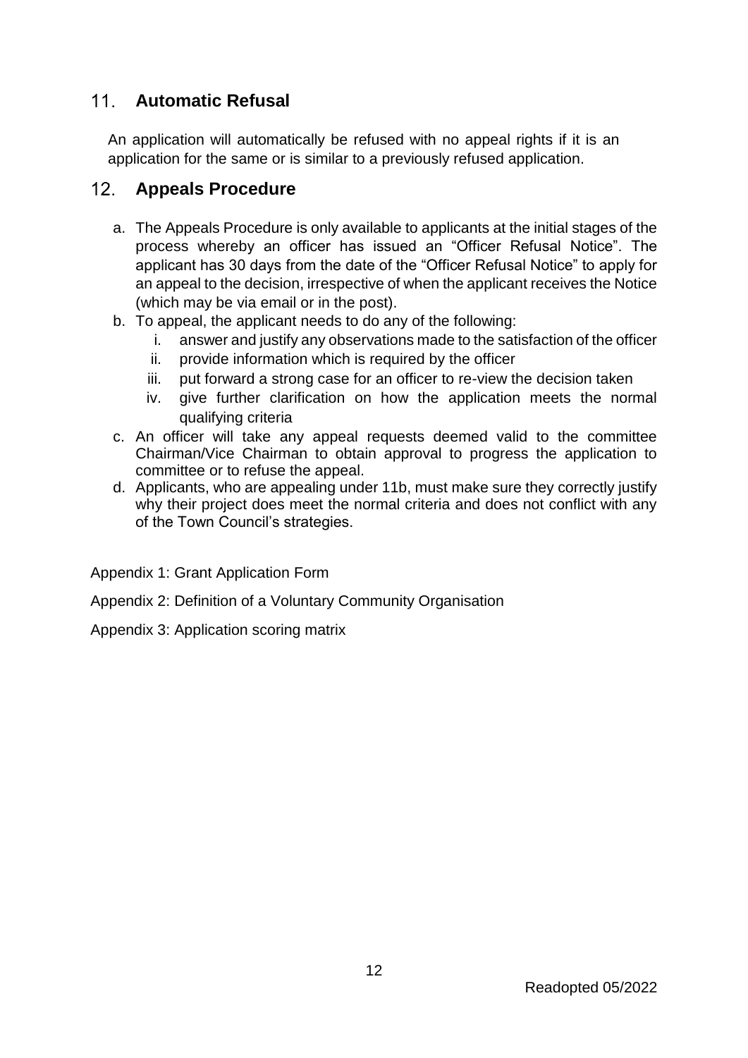## 11. Automatic Refusal

An application will automatically be refused with no appeal rights if it is an application for the same or is similar to a previously refused application.

## 12. Appeals Procedure

a. The Appeals Procedure is only available to applicants at the initial stages of the process whereby an officer has issued an "Officer Refusal Notice". The applicant has 30 days from the date of the "Officer Refusal Notice" to apply for an appeal to the decision, irrespective of when the applicant receives the Notice (which may be via email or in the post).
b. To appeal, the applicant needs to do any of the following:
    i. answer and justify any observations made to the satisfaction of the officer
    ii. provide information which is required by the officer
    iii. put forward a strong case for an officer to re-view the decision taken
    iv. give further clarification on how the application meets the normal qualifying criteria
c. An officer will take any appeal requests deemed valid to the committee Chairman/Vice Chairman to obtain approval to progress the application to committee or to refuse the appeal.
d. Applicants, who are appealing under 11b, must make sure they correctly justify why their project does meet the normal criteria and does not conflict with any of the Town Council's strategies.

Appendix 1: Grant Application Form

Appendix 2: Definition of a Voluntary Community Organisation

Appendix 3: Application scoring matrix

Readopted 05/2022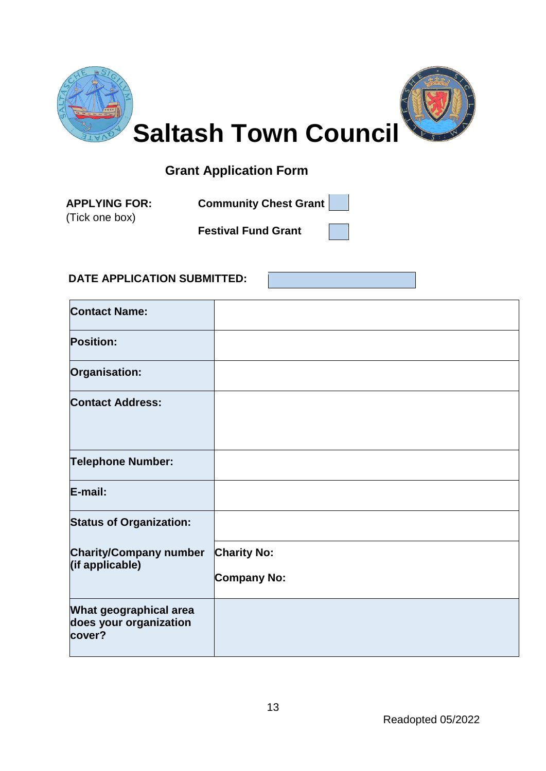# Saltash Town Council

## Grant Application Form

**APPLYING FOR:** (Tick one box)

**Community Chest Grant** ☐

**Festival Fund Grant** ☐

**DATE APPLICATION SUBMITTED:**

| | |
|---|---|
| **Contact Name:** | |
| **Position:** | |
| **Organisation:** | |
| **Contact Address:** | |
| **Telephone Number:** | |
| **E-mail:** | |
| **Status of Organization:** | |
| **Charity/Company number (if applicable)** | **Charity No:** <br> **Company No:** |
| **What geographical area does your organization cover?** | |

Readopted 05/2022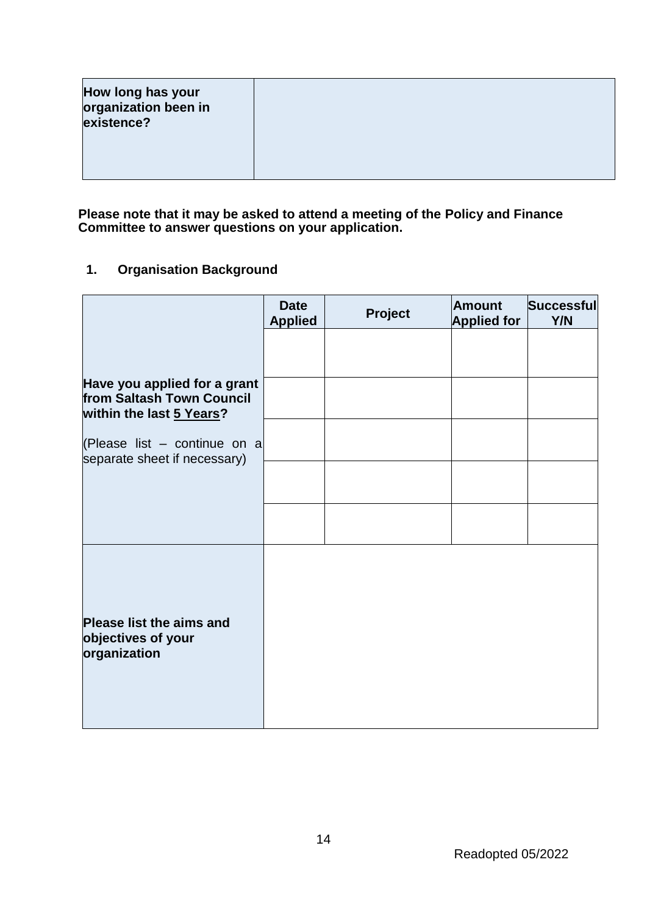| How long has your organization been in existence? | |
|---|---|

**Please note that it may be asked to attend a meeting of the Policy and Finance Committee to answer questions on your application.**

## 1. Organisation Background

| | Date Applied | Project | Amount Applied for | Successful Y/N |
|---|---|---|---|---|
| **Have you applied for a grant from Saltash Town Council within the last <u>5 Years</u>?** (Please list – continue on a separate sheet if necessary) | | | | |
| | | | | |
| | | | | |
| | | | | |
| | | | | |

| Please list the aims and objectives of your organization | |
|---|---|

Readopted 05/2022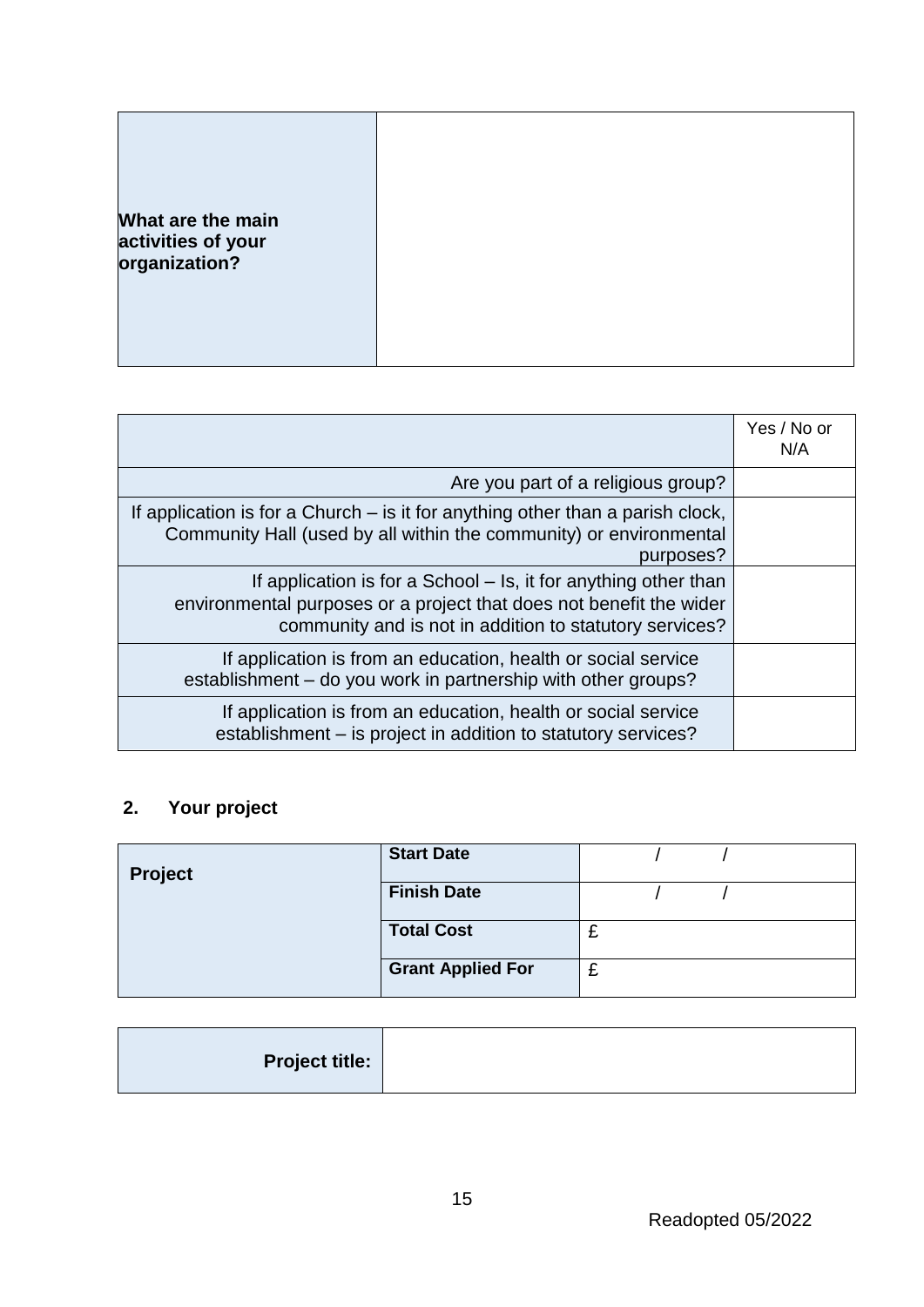| What are the main activities of your organization? | |
|---|---|

| | Yes / No or N/A |
|---|---|
| Are you part of a religious group? | |
| If application is for a Church – is it for anything other than a parish clock, Community Hall (used by all within the community) or environmental purposes? | |
| If application is for a School – Is, it for anything other than environmental purposes or a project that does not benefit the wider community and is not in addition to statutory services? | |
| If application is from an education, health or social service establishment – do you work in partnership with other groups? | |
| If application is from an education, health or social service establishment – is project in addition to statutory services? | |

## 2. Your project

| Project | Start Date | / / |
|---|---|---|
| | Finish Date | / / |
| | Total Cost | £ |
| | Grant Applied For | £ |

| Project title: | |
|---|---|

Readopted 05/2022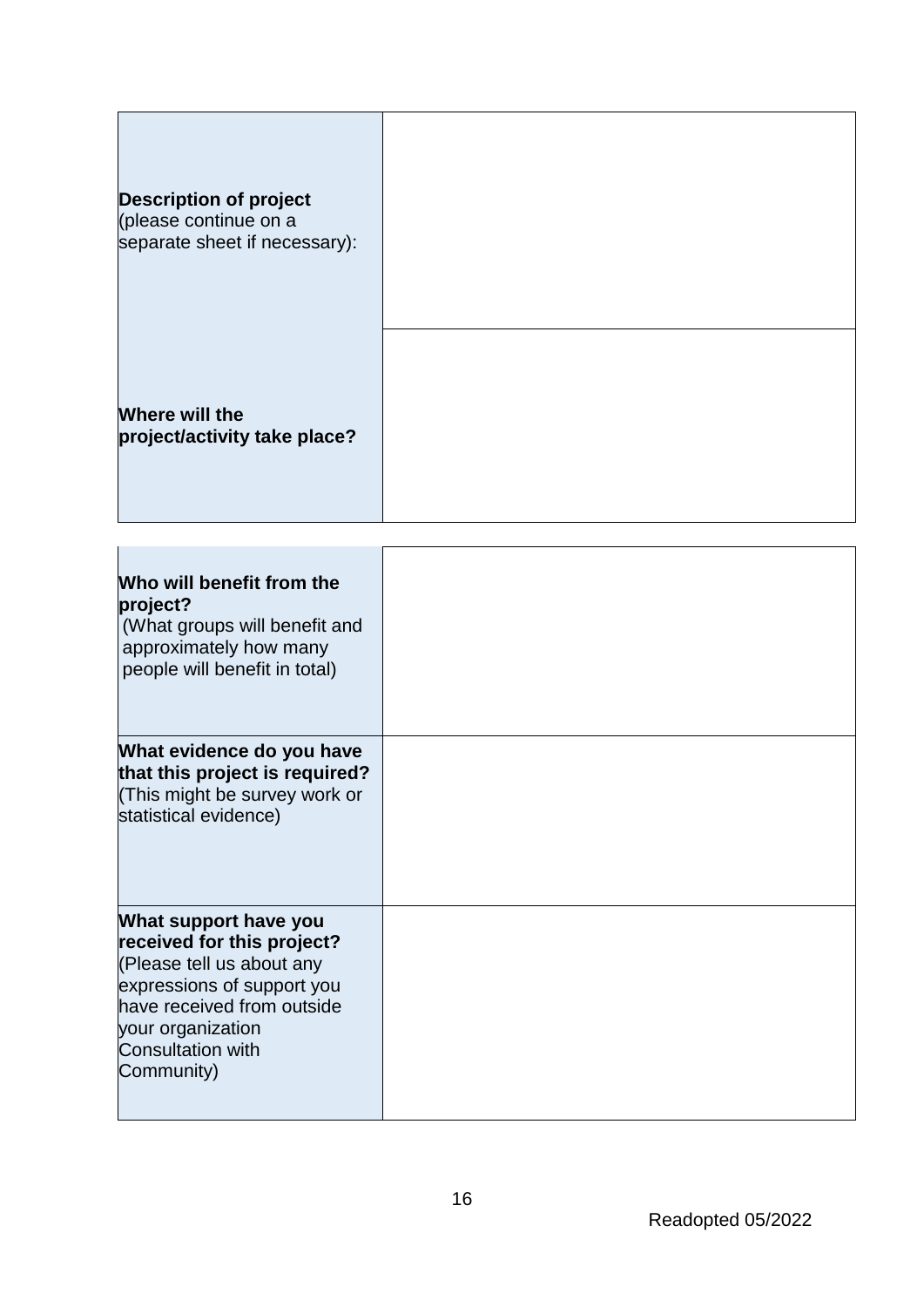| | |
|---|---|
| **Description of project** (please continue on a separate sheet if necessary): | |
| **Where will the project/activity take place?** | |

| | |
|---|---|
| **Who will benefit from the project?** (What groups will benefit and approximately how many people will benefit in total) | |
| **What evidence do you have that this project is required?** (This might be survey work or statistical evidence) | |
| **What support have you received for this project?** (Please tell us about any expressions of support you have received from outside your organization Consultation with Community) | |

Readopted 05/2022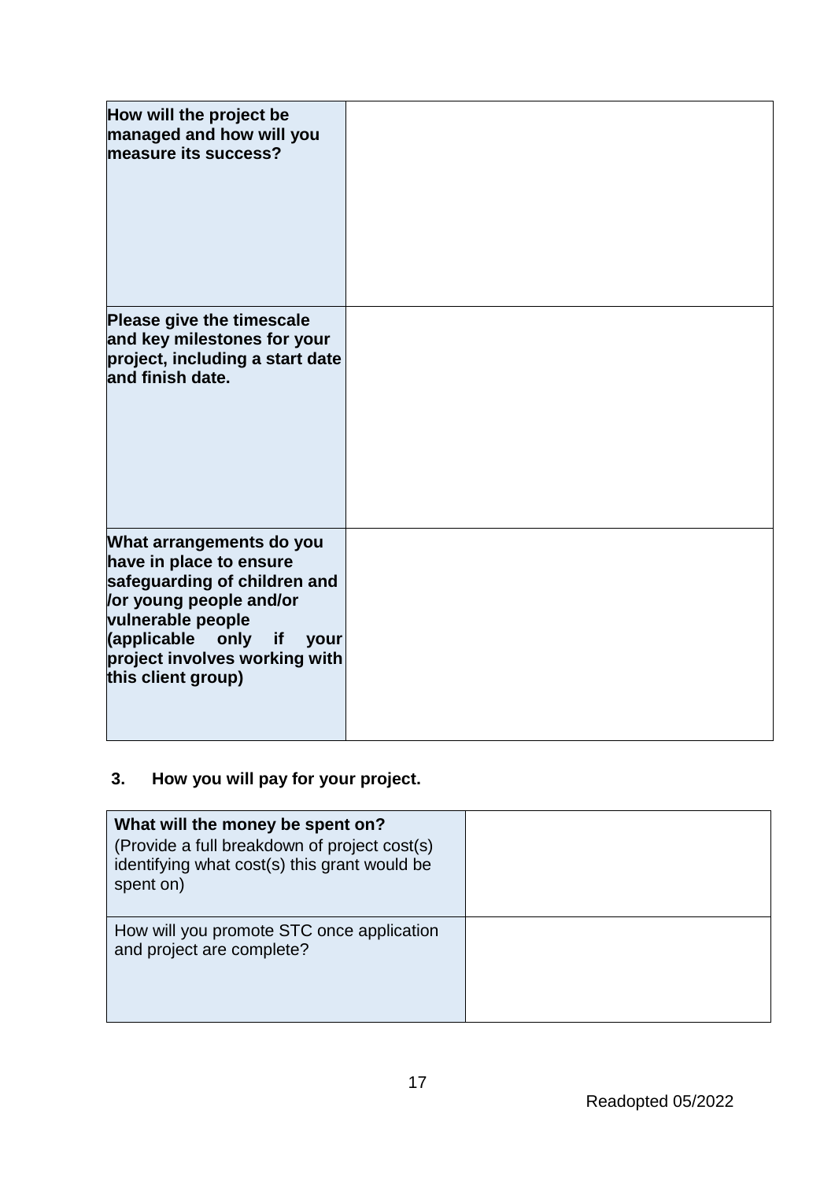| **How will the project be managed and how will you measure its success?** | |
|---|---|
| **Please give the timescale and key milestones for your project, including a start date and finish date.** | |
| **What arrangements do you have in place to ensure safeguarding of children and /or young people and/or vulnerable people (applicable only if your project involves working with this client group)** | |

## 3. How you will pay for your project.

| **What will the money be spent on?** (Provide a full breakdown of project cost(s) identifying what cost(s) this grant would be spent on) | |
|---|---|
| How will you promote STC once application and project are complete? | |

Readopted 05/2022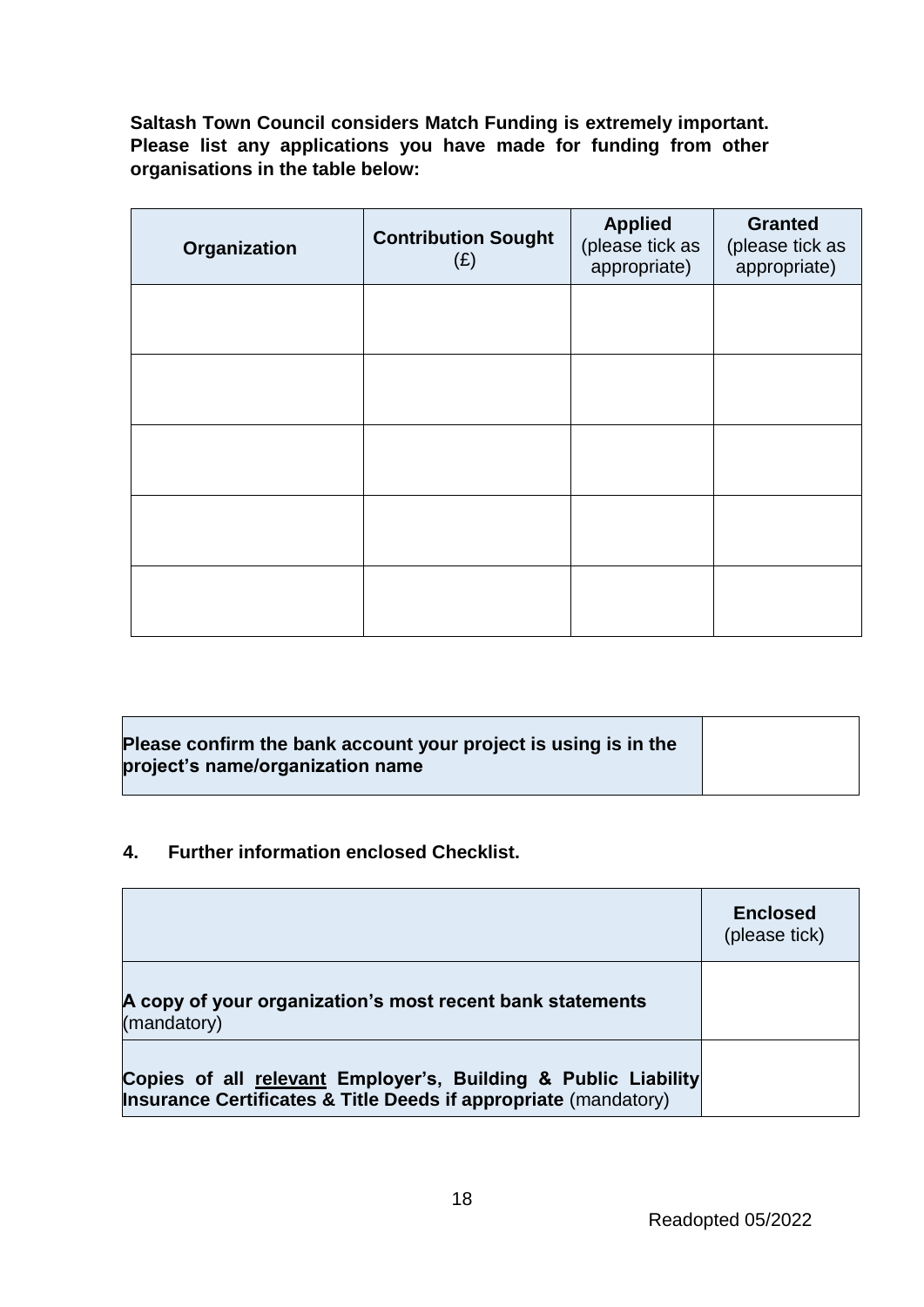**Saltash Town Council considers Match Funding is extremely important. Please list any applications you have made for funding from other organisations in the table below:**

| **Organization** | **Contribution Sought** (£) | **Applied** (please tick as appropriate) | **Granted** (please tick as appropriate) |
|---|---|---|---|
| | | | |
| | | | |
| | | | |
| | | | |
| | | | |

| **Please confirm the bank account your project is using is in the project's name/organization name** | |
|---|---|

## 4. Further information enclosed Checklist.

| | **Enclosed** (please tick) |
|---|---|
| **A copy of your organization's most recent bank statements** (mandatory) | |
| **Copies of all <u>relevant</u> Employer's, Building & Public Liability Insurance Certificates & Title Deeds if appropriate** (mandatory) | |

Readopted 05/2022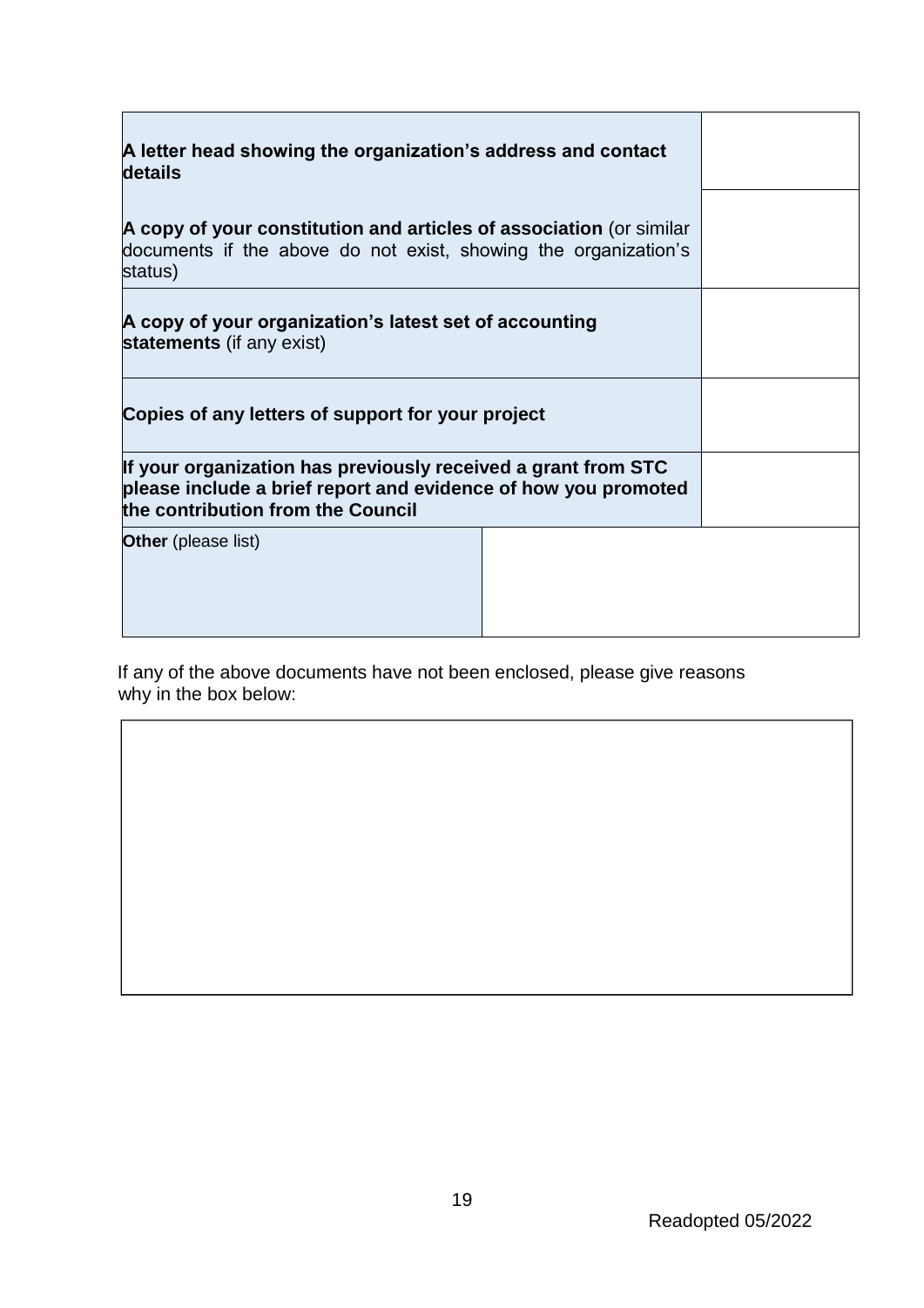| | |
|---|---|
| **A letter head showing the organization's address and contact details** | |
| **A copy of your constitution and articles of association** (or similar documents if the above do not exist, showing the organization's status) | |
| **A copy of your organization's latest set of accounting statements** (if any exist) | |
| **Copies of any letters of support for your project** | |
| **If your organization has previously received a grant from STC please include a brief report and evidence of how you promoted the contribution from the Council** | |
| **Other** (please list) | |

If any of the above documents have not been enclosed, please give reasons why in the box below:

| |
|---|
| |

Readopted 05/2022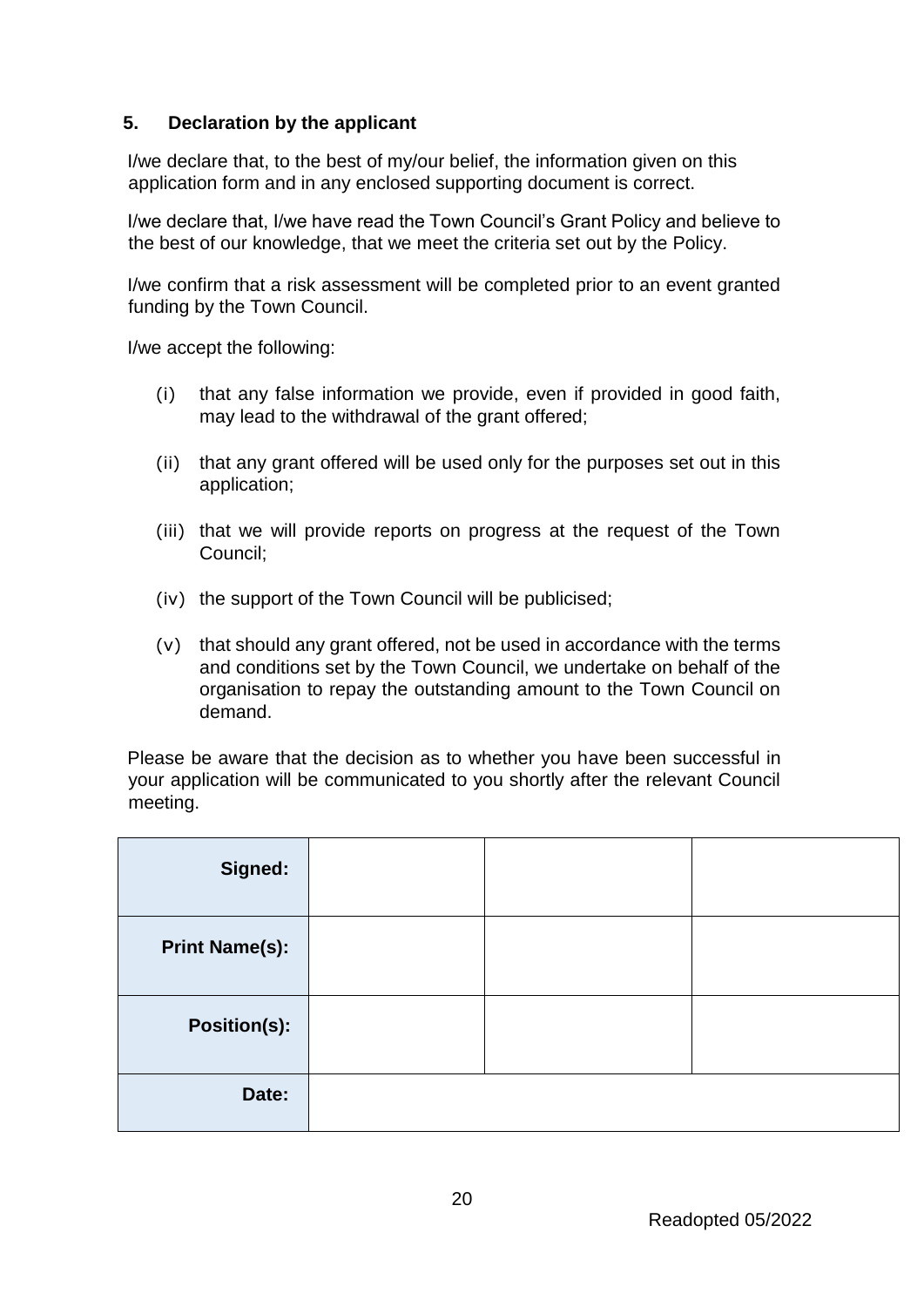## 5. Declaration by the applicant

I/we declare that, to the best of my/our belief, the information given on this application form and in any enclosed supporting document is correct.

I/we declare that, I/we have read the Town Council's Grant Policy and believe to the best of our knowledge, that we meet the criteria set out by the Policy.

I/we confirm that a risk assessment will be completed prior to an event granted funding by the Town Council.

I/we accept the following:

(i) that any false information we provide, even if provided in good faith, may lead to the withdrawal of the grant offered;

(ii) that any grant offered will be used only for the purposes set out in this application;

(iii) that we will provide reports on progress at the request of the Town Council;

(iv) the support of the Town Council will be publicised;

(v) that should any grant offered, not be used in accordance with the terms and conditions set by the Town Council, we undertake on behalf of the organisation to repay the outstanding amount to the Town Council on demand.

Please be aware that the decision as to whether you have been successful in your application will be communicated to you shortly after the relevant Council meeting.

| | | | |
|---|---|---|---|
| **Signed:** | | | |
| **Print Name(s):** | | | |
| **Position(s):** | | | |
| **Date:** | | | |

Readopted 05/2022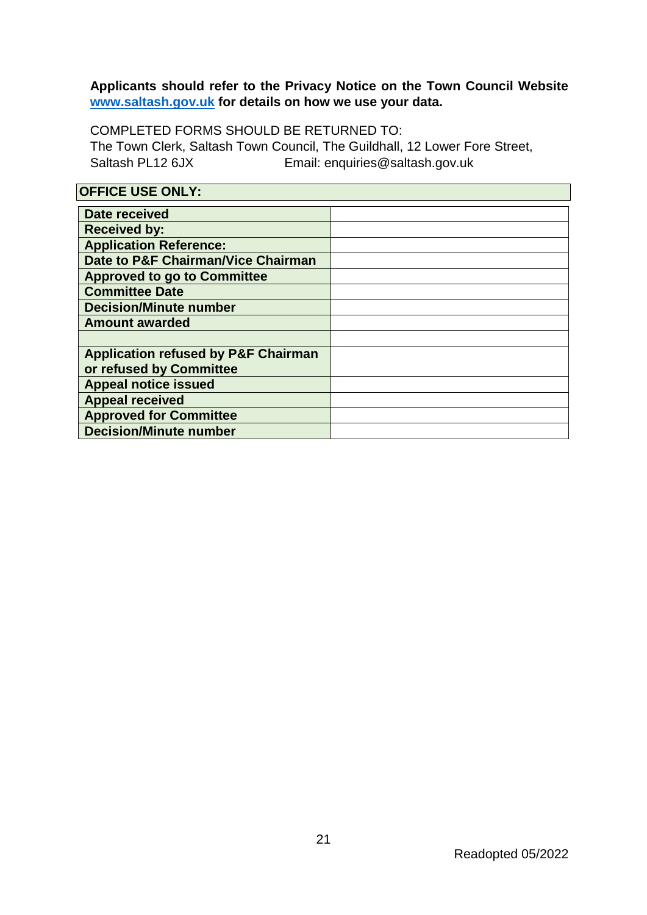**Applicants should refer to the Privacy Notice on the Town Council Website [www.saltash.gov.uk](http://www.saltash.gov.uk) for details on how we use your data.**

COMPLETED FORMS SHOULD BE RETURNED TO:
The Town Clerk, Saltash Town Council, The Guildhall, 12 Lower Fore Street, Saltash PL12 6JX Email: enquiries@saltash.gov.uk

**OFFICE USE ONLY:**

| | |
|---|---|
| **Date received** | |
| **Received by:** | |
| **Application Reference:** | |
| **Date to P&F Chairman/Vice Chairman** | |
| **Approved to go to Committee** | |
| **Committee Date** | |
| **Decision/Minute number** | |
| **Amount awarded** | |
| | |
| **Application refused by P&F Chairman or refused by Committee** | |
| **Appeal notice issued** | |
| **Appeal received** | |
| **Approved for Committee** | |
| **Decision/Minute number** | |

Readopted 05/2022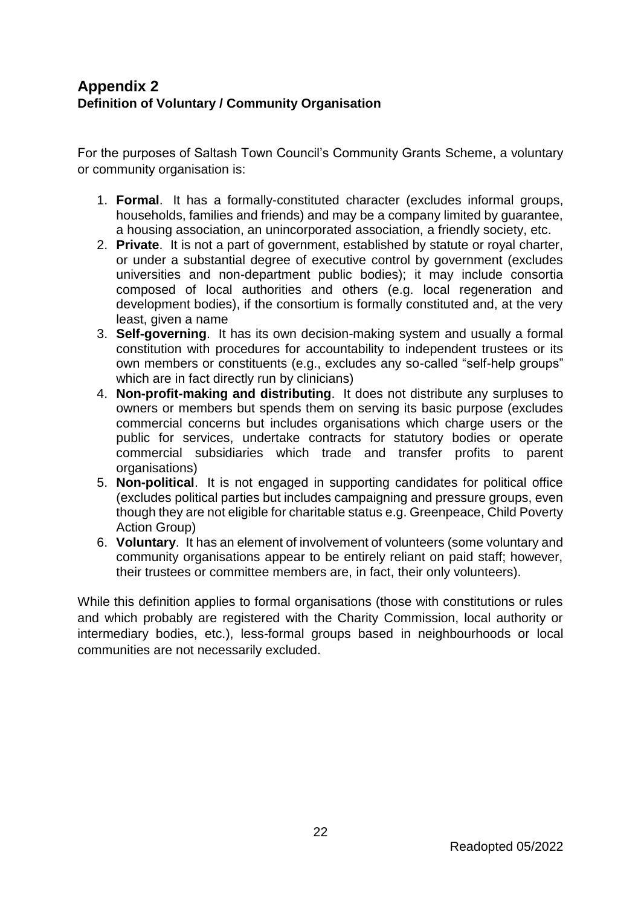## Appendix 2

**Definition of Voluntary / Community Organisation**

For the purposes of Saltash Town Council's Community Grants Scheme, a voluntary or community organisation is:

1. **Formal**. It has a formally-constituted character (excludes informal groups, households, families and friends) and may be a company limited by guarantee, a housing association, an unincorporated association, a friendly society, etc.
2. **Private**. It is not a part of government, established by statute or royal charter, or under a substantial degree of executive control by government (excludes universities and non-department public bodies); it may include consortia composed of local authorities and others (e.g. local regeneration and development bodies), if the consortium is formally constituted and, at the very least, given a name
3. **Self-governing**. It has its own decision-making system and usually a formal constitution with procedures for accountability to independent trustees or its own members or constituents (e.g., excludes any so-called "self-help groups" which are in fact directly run by clinicians)
4. **Non-profit-making and distributing**. It does not distribute any surpluses to owners or members but spends them on serving its basic purpose (excludes commercial concerns but includes organisations which charge users or the public for services, undertake contracts for statutory bodies or operate commercial subsidiaries which trade and transfer profits to parent organisations)
5. **Non-political**. It is not engaged in supporting candidates for political office (excludes political parties but includes campaigning and pressure groups, even though they are not eligible for charitable status e.g. Greenpeace, Child Poverty Action Group)
6. **Voluntary**. It has an element of involvement of volunteers (some voluntary and community organisations appear to be entirely reliant on paid staff; however, their trustees or committee members are, in fact, their only volunteers).

While this definition applies to formal organisations (those with constitutions or rules and which probably are registered with the Charity Commission, local authority or intermediary bodies, etc.), less-formal groups based in neighbourhoods or local communities are not necessarily excluded.

Readopted 05/2022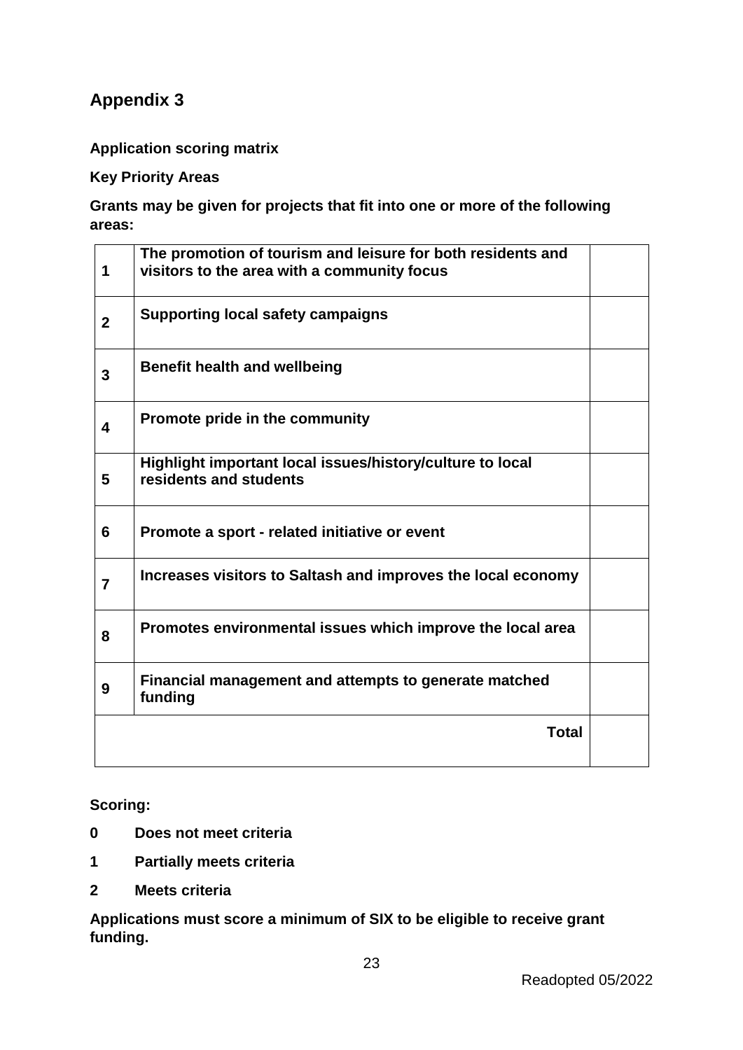## Appendix 3

**Application scoring matrix**

**Key Priority Areas**

**Grants may be given for projects that fit into one or more of the following areas:**

| | | |
|---|---|---|
| **1** | **The promotion of tourism and leisure for both residents and visitors to the area with a community focus** | |
| **2** | **Supporting local safety campaigns** | |
| **3** | **Benefit health and wellbeing** | |
| **4** | **Promote pride in the community** | |
| **5** | **Highlight important local issues/history/culture to local residents and students** | |
| **6** | **Promote a sport - related initiative or event** | |
| **7** | **Increases visitors to Saltash and improves the local economy** | |
| **8** | **Promotes environmental issues which improve the local area** | |
| **9** | **Financial management and attempts to generate matched funding** | |
| | **Total** | |

**Scoring:**

**0 Does not meet criteria**

**1 Partially meets criteria**

**2 Meets criteria**

**Applications must score a minimum of SIX to be eligible to receive grant funding.**

Readopted 05/2022